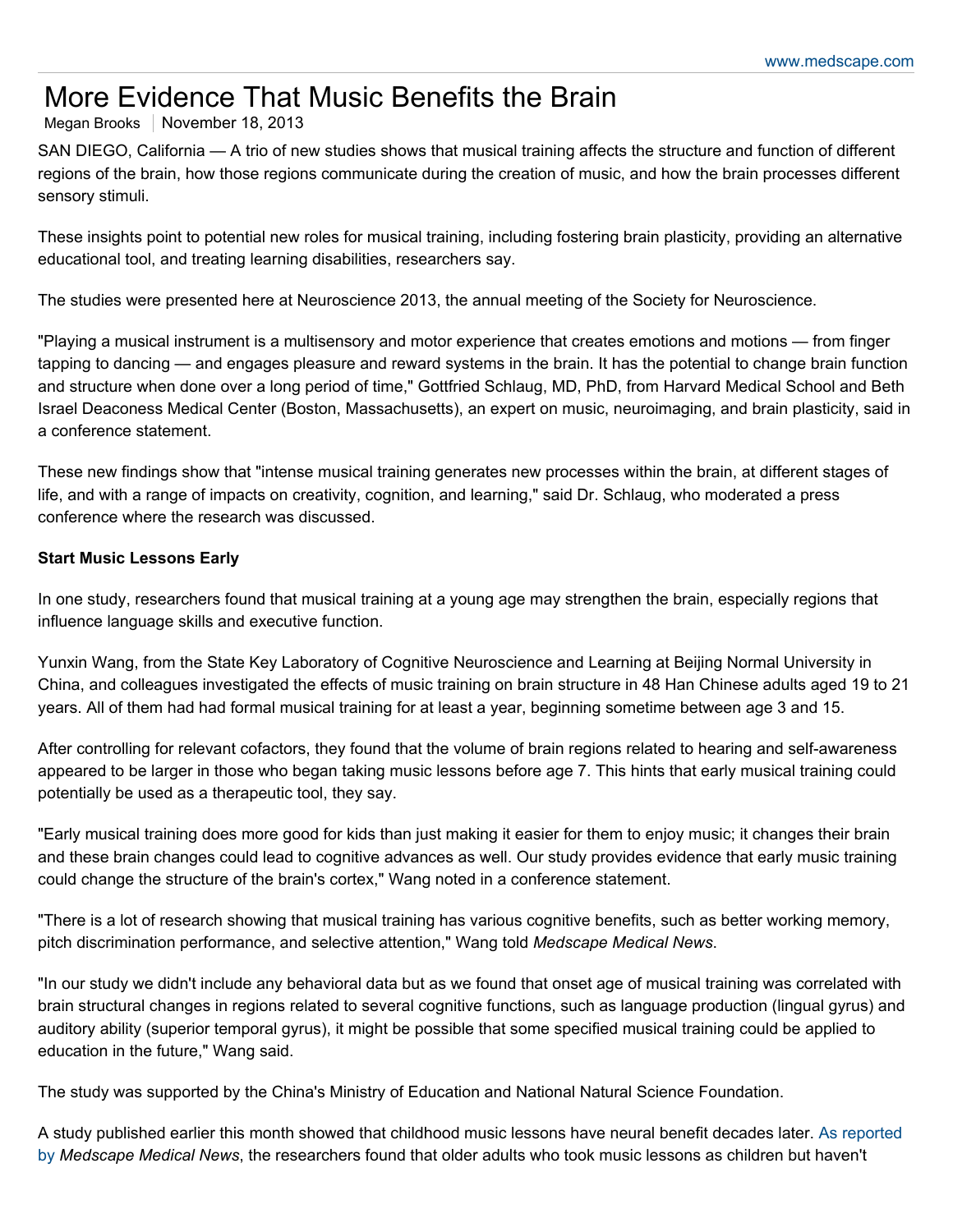# More Evidence That Music Benefits the Brain

Megan Brooks | November 18, 2013

SAN DIEGO, California — A trio of new studies shows that musical training affects the structure and function of different regions of the brain, how those regions communicate during the creation of music, and how the brain processes different sensory stimuli.

These insights point to potential new roles for musical training, including fostering brain plasticity, providing an alternative educational tool, and treating learning disabilities, researchers say.

The studies were presented here at Neuroscience 2013, the annual meeting of the Society for Neuroscience.

"Playing a musical instrument is a multisensory and motor experience that creates emotions and motions — from finger tapping to dancing — and engages pleasure and reward systems in the brain. It has the potential to change brain function and structure when done over a long period of time," Gottfried Schlaug, MD, PhD, from Harvard Medical School and Beth Israel Deaconess Medical Center (Boston, Massachusetts), an expert on music, neuroimaging, and brain plasticity, said in a conference statement.

These new findings show that "intense musical training generates new processes within the brain, at different stages of life, and with a range of impacts on creativity, cognition, and learning," said Dr. Schlaug, who moderated a press conference where the research was discussed.

**Start Music Lessons Early**

In one study, researchers found that musical training at a young age may strengthen the brain, especially regions that influence language skills and executive function.

Yunxin Wang, from the State Key Laboratory of Cognitive Neuroscience and Learning at Beijing Normal University in China, and colleagues investigated the effects of music training on brain structure in 48 Han Chinese adults aged 19 to 21 years. All of them had had formal musical training for at least a year, beginning sometime between age 3 and 15.

After controlling for relevant cofactors, they found that the volume of brain regions related to hearing and self-awareness appeared to be larger in those who began taking music lessons before age 7. This hints that early musical training could potentially be used as a therapeutic tool, they say.

"Early musical training does more good for kids than just making it easier for them to enjoy music; it changes their brain and these brain changes could lead to cognitive advances as well. Our study provides evidence that early music training could change the structure of the brain's cortex," Wang noted in a conference statement.

"There is a lot of research showing that musical training has various cognitive benefits, such as better working memory, pitch discrimination performance, and selective attention," Wang told *Medscape Medical News*.

"In our study we didn't include any behavioral data but as we found that onset age of musical training was correlated with brain structural changes in regions related to several cognitive functions, such as language production (lingual gyrus) and auditory ability (superior temporal gyrus), it might be possible that some specified musical training could be applied to education in the future," Wang said.

The study was supported by the China's Ministry of Education and National Natural Science Foundation.

A study published earlier this month showed that childhood music lessons have neural benefit decades later. As reported by *Medscape Medical News*, the researchers found that older adults who took music lessons as children but haven't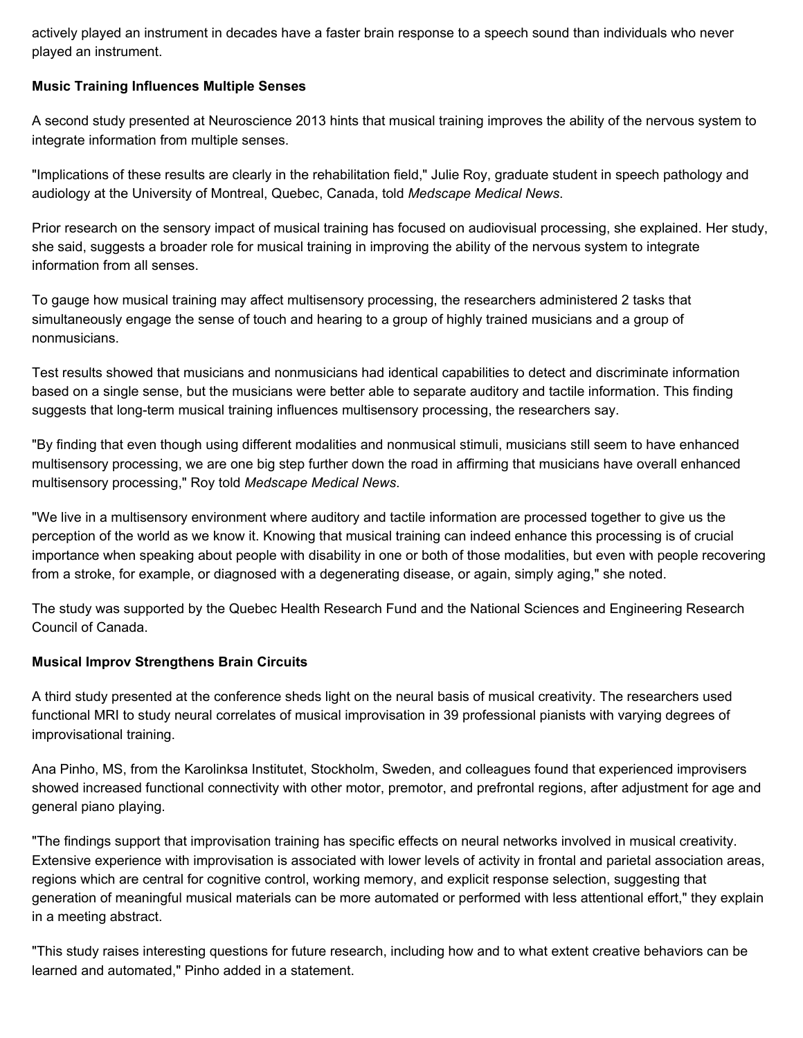actively played an instrument in decades have a faster brain response to a speech sound than individuals who never played an instrument.

**Music Training Influences Multiple Senses**

A second study presented at Neuroscience 2013 hints that musical training improves the ability of the nervous system to integrate information from multiple senses.

"Implications of these results are clearly in the rehabilitation field," Julie Roy, graduate student in speech pathology and audiology at the University of Montreal, Quebec, Canada, told *Medscape Medical News*.

Prior research on the sensory impact of musical training has focused on audiovisual processing, she explained. Her study, she said, suggests a broader role for musical training in improving the ability of the nervous system to integrate information from all senses.

To gauge how musical training may affect multisensory processing, the researchers administered 2 tasks that simultaneously engage the sense of touch and hearing to a group of highly trained musicians and a group of nonmusicians.

Test results showed that musicians and nonmusicians had identical capabilities to detect and discriminate information based on a single sense, but the musicians were better able to separate auditory and tactile information. This finding suggests that long-term musical training influences multisensory processing, the researchers say.

"By finding that even though using different modalities and nonmusical stimuli, musicians still seem to have enhanced multisensory processing, we are one big step further down the road in affirming that musicians have overall enhanced multisensory processing," Roy told *Medscape Medical News*.

"We live in a multisensory environment where auditory and tactile information are processed together to give us the perception of the world as we know it. Knowing that musical training can indeed enhance this processing is of crucial importance when speaking about people with disability in one or both of those modalities, but even with people recovering from a stroke, for example, or diagnosed with a degenerating disease, or again, simply aging," she noted.

The study was supported by the Quebec Health Research Fund and the National Sciences and Engineering Research Council of Canada.

**Musical Improv Strengthens Brain Circuits**

A third study presented at the conference sheds light on the neural basis of musical creativity. The researchers used functional MRI to study neural correlates of musical improvisation in 39 professional pianists with varying degrees of improvisational training.

Ana Pinho, MS, from the Karolinksa Institutet, Stockholm, Sweden, and colleagues found that experienced improvisers showed increased functional connectivity with other motor, premotor, and prefrontal regions, after adjustment for age and general piano playing.

"The findings support that improvisation training has specific effects on neural networks involved in musical creativity. Extensive experience with improvisation is associated with lower levels of activity in frontal and parietal association areas, regions which are central for cognitive control, working memory, and explicit response selection, suggesting that generation of meaningful musical materials can be more automated or performed with less attentional effort," they explain in a meeting abstract.

"This study raises interesting questions for future research, including how and to what extent creative behaviors can be learned and automated," Pinho added in a statement.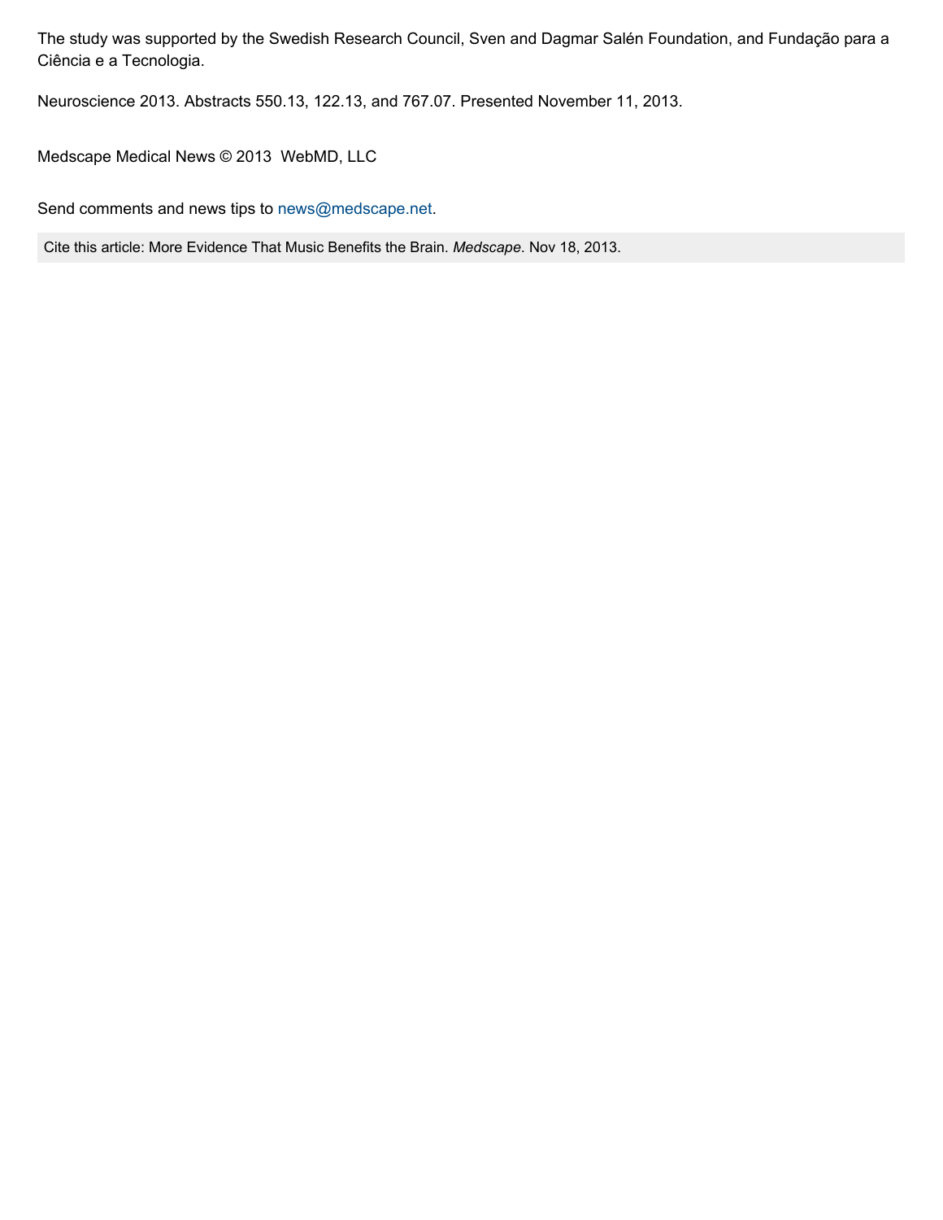The study was supported by the Swedish Research Council, Sven and Dagmar Salén Foundation, and Fundação para a Ciência e a Tecnologia.

Neuroscience 2013. Abstracts 550.13, 122.13, and 767.07. Presented November 11, 2013.

Medscape Medical News © 2013 WebMD, LLC

Send comments and news tips to news@medscape.net.

Cite this article: More Evidence That Music Benefits the Brain. *Medscape*. Nov 18, 2013.